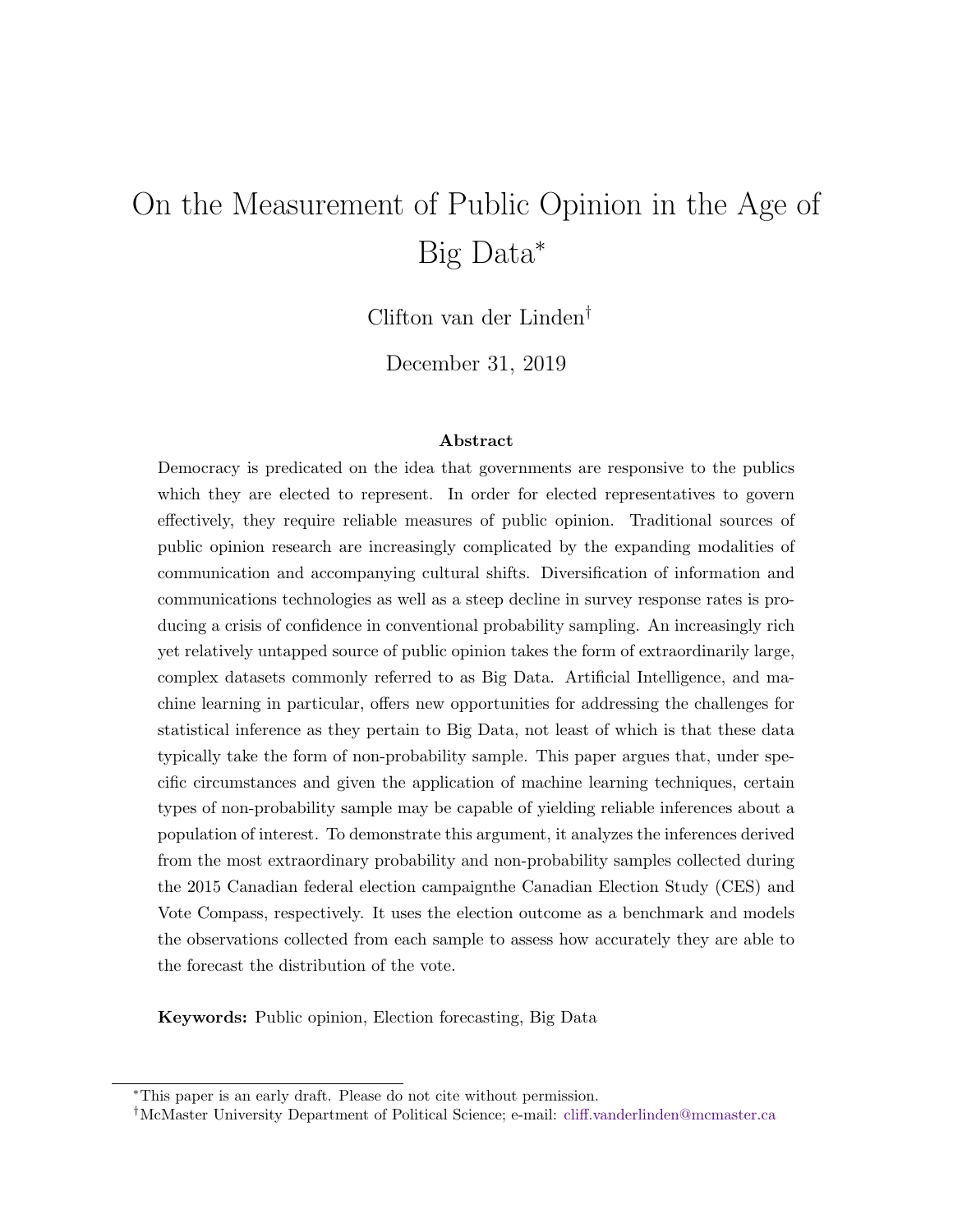# On the Measurement of Public Opinion in the Age of Big Data*

Clifton van der Linden†

December 31, 2019

### Abstract

Democracy is predicated on the idea that governments are responsive to the publics which they are elected to represent. In order for elected representatives to govern effectively, they require reliable measures of public opinion. Traditional sources of public opinion research are increasingly complicated by the expanding modalities of communication and accompanying cultural shifts. Diversification of information and communications technologies as well as a steep decline in survey response rates is producing a crisis of confidence in conventional probability sampling. An increasingly rich yet relatively untapped source of public opinion takes the form of extraordinarily large, complex datasets commonly referred to as Big Data. Artificial Intelligence, and machine learning in particular, offers new opportunities for addressing the challenges for statistical inference as they pertain to Big Data, not least of which is that these data typically take the form of non-probability sample. This paper argues that, under specific circumstances and given the application of machine learning techniques, certain types of non-probability sample may be capable of yielding reliable inferences about a population of interest. To demonstrate this argument, it analyzes the inferences derived from the most extraordinary probability and non-probability samples collected during the 2015 Canadian federal election campaignthe Canadian Election Study (CES) and Vote Compass, respectively. It uses the election outcome as a benchmark and models the observations collected from each sample to assess how accurately they are able to the forecast the distribution of the vote.

**Keywords:** Public opinion, Election forecasting, Big Data

---

*This paper is an early draft. Please do not cite without permission.

†McMaster University Department of Political Science; e-mail: cliff.vanderlinden@mcmaster.ca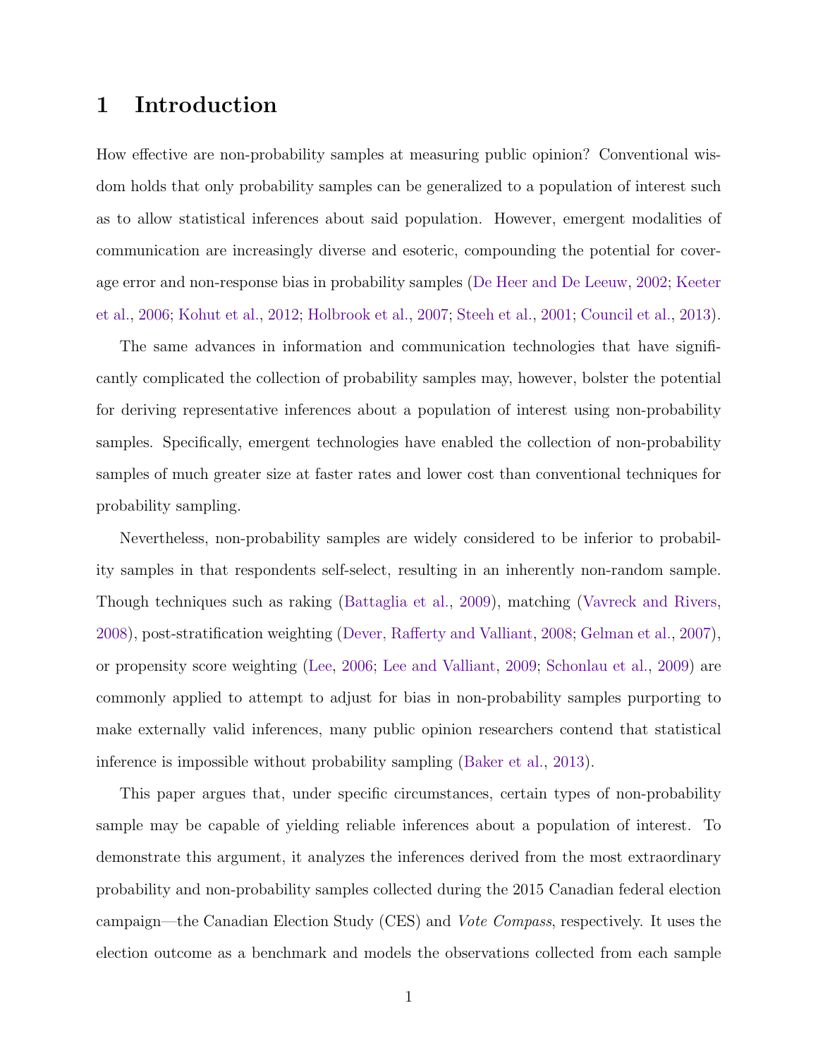# 1 Introduction

How effective are non-probability samples at measuring public opinion? Conventional wisdom holds that only probability samples can be generalized to a population of interest such as to allow statistical inferences about said population. However, emergent modalities of communication are increasingly diverse and esoteric, compounding the potential for coverage error and non-response bias in probability samples (De Heer and De Leeuw, 2002; Keeter et al., 2006; Kohut et al., 2012; Holbrook et al., 2007; Steeh et al., 2001; Council et al., 2013).

The same advances in information and communication technologies that have significantly complicated the collection of probability samples may, however, bolster the potential for deriving representative inferences about a population of interest using non-probability samples. Specifically, emergent technologies have enabled the collection of non-probability samples of much greater size at faster rates and lower cost than conventional techniques for probability sampling.

Nevertheless, non-probability samples are widely considered to be inferior to probability samples in that respondents self-select, resulting in an inherently non-random sample. Though techniques such as raking (Battaglia et al., 2009), matching (Vavreck and Rivers, 2008), post-stratification weighting (Dever, Rafferty and Valliant, 2008; Gelman et al., 2007), or propensity score weighting (Lee, 2006; Lee and Valliant, 2009; Schonlau et al., 2009) are commonly applied to attempt to adjust for bias in non-probability samples purporting to make externally valid inferences, many public opinion researchers contend that statistical inference is impossible without probability sampling (Baker et al., 2013).

This paper argues that, under specific circumstances, certain types of non-probability sample may be capable of yielding reliable inferences about a population of interest. To demonstrate this argument, it analyzes the inferences derived from the most extraordinary probability and non-probability samples collected during the 2015 Canadian federal election campaign—the Canadian Election Study (CES) and *Vote Compass*, respectively. It uses the election outcome as a benchmark and models the observations collected from each sample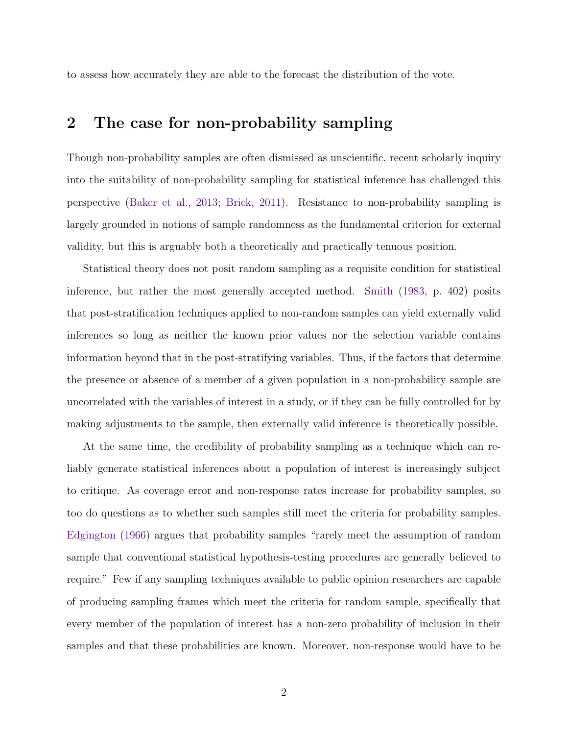to assess how accurately they are able to the forecast the distribution of the vote.

## 2 The case for non-probability sampling

Though non-probability samples are often dismissed as unscientific, recent scholarly inquiry into the suitability of non-probability sampling for statistical inference has challenged this perspective (Baker et al., 2013; Brick, 2011). Resistance to non-probability sampling is largely grounded in notions of sample randomness as the fundamental criterion for external validity, but this is arguably both a theoretically and practically tenuous position.

Statistical theory does not posit random sampling as a requisite condition for statistical inference, but rather the most generally accepted method. Smith (1983, p. 402) posits that post-stratification techniques applied to non-random samples can yield externally valid inferences so long as neither the known prior values nor the selection variable contains information beyond that in the post-stratifying variables. Thus, if the factors that determine the presence or absence of a member of a given population in a non-probability sample are uncorrelated with the variables of interest in a study, or if they can be fully controlled for by making adjustments to the sample, then externally valid inference is theoretically possible.

At the same time, the credibility of probability sampling as a technique which can reliably generate statistical inferences about a population of interest is increasingly subject to critique. As coverage error and non-response rates increase for probability samples, so too do questions as to whether such samples still meet the criteria for probability samples. Edgington (1966) argues that probability samples "rarely meet the assumption of random sample that conventional statistical hypothesis-testing procedures are generally believed to require." Few if any sampling techniques available to public opinion researchers are capable of producing sampling frames which meet the criteria for random sample, specifically that every member of the population of interest has a non-zero probability of inclusion in their samples and that these probabilities are known. Moreover, non-response would have to be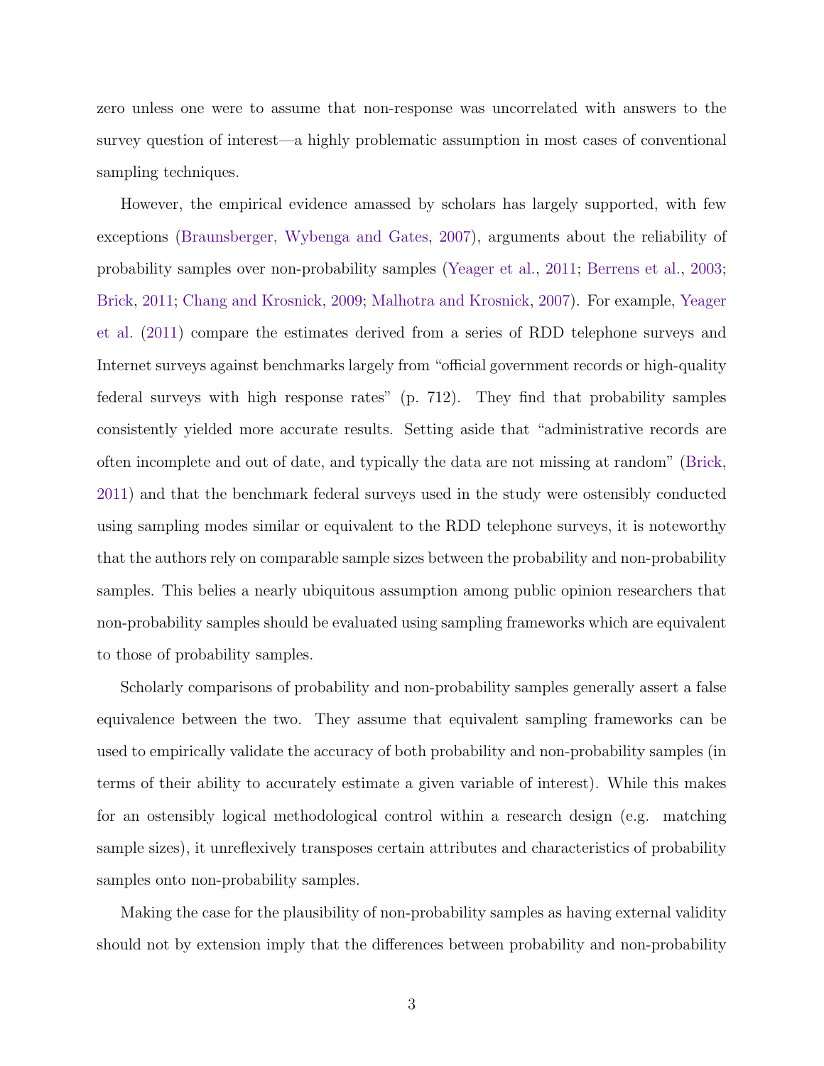zero unless one were to assume that non-response was uncorrelated with answers to the survey question of interest—a highly problematic assumption in most cases of conventional sampling techniques.

However, the empirical evidence amassed by scholars has largely supported, with few exceptions (Braunsberger, Wybenga and Gates, 2007), arguments about the reliability of probability samples over non-probability samples (Yeager et al., 2011; Berrens et al., 2003; Brick, 2011; Chang and Krosnick, 2009; Malhotra and Krosnick, 2007). For example, Yeager et al. (2011) compare the estimates derived from a series of RDD telephone surveys and Internet surveys against benchmarks largely from "official government records or high-quality federal surveys with high response rates" (p. 712). They find that probability samples consistently yielded more accurate results. Setting aside that "administrative records are often incomplete and out of date, and typically the data are not missing at random" (Brick, 2011) and that the benchmark federal surveys used in the study were ostensibly conducted using sampling modes similar or equivalent to the RDD telephone surveys, it is noteworthy that the authors rely on comparable sample sizes between the probability and non-probability samples. This belies a nearly ubiquitous assumption among public opinion researchers that non-probability samples should be evaluated using sampling frameworks which are equivalent to those of probability samples.

Scholarly comparisons of probability and non-probability samples generally assert a false equivalence between the two. They assume that equivalent sampling frameworks can be used to empirically validate the accuracy of both probability and non-probability samples (in terms of their ability to accurately estimate a given variable of interest). While this makes for an ostensibly logical methodological control within a research design (e.g. matching sample sizes), it unreflexively transposes certain attributes and characteristics of probability samples onto non-probability samples.

Making the case for the plausibility of non-probability samples as having external validity should not by extension imply that the differences between probability and non-probability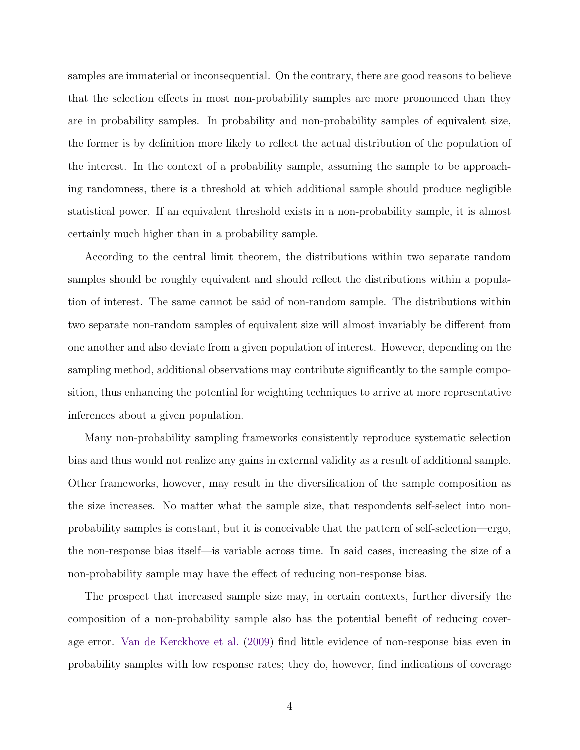samples are immaterial or inconsequential. On the contrary, there are good reasons to believe that the selection effects in most non-probability samples are more pronounced than they are in probability samples. In probability and non-probability samples of equivalent size, the former is by definition more likely to reflect the actual distribution of the population of the interest. In the context of a probability sample, assuming the sample to be approaching randomness, there is a threshold at which additional sample should produce negligible statistical power. If an equivalent threshold exists in a non-probability sample, it is almost certainly much higher than in a probability sample.

According to the central limit theorem, the distributions within two separate random samples should be roughly equivalent and should reflect the distributions within a population of interest. The same cannot be said of non-random sample. The distributions within two separate non-random samples of equivalent size will almost invariably be different from one another and also deviate from a given population of interest. However, depending on the sampling method, additional observations may contribute significantly to the sample composition, thus enhancing the potential for weighting techniques to arrive at more representative inferences about a given population.

Many non-probability sampling frameworks consistently reproduce systematic selection bias and thus would not realize any gains in external validity as a result of additional sample. Other frameworks, however, may result in the diversification of the sample composition as the size increases. No matter what the sample size, that respondents self-select into non-probability samples is constant, but it is conceivable that the pattern of self-selection—ergo, the non-response bias itself—is variable across time. In said cases, increasing the size of a non-probability sample may have the effect of reducing non-response bias.

The prospect that increased sample size may, in certain contexts, further diversify the composition of a non-probability sample also has the potential benefit of reducing coverage error. Van de Kerckhove et al. (2009) find little evidence of non-response bias even in probability samples with low response rates; they do, however, find indications of coverage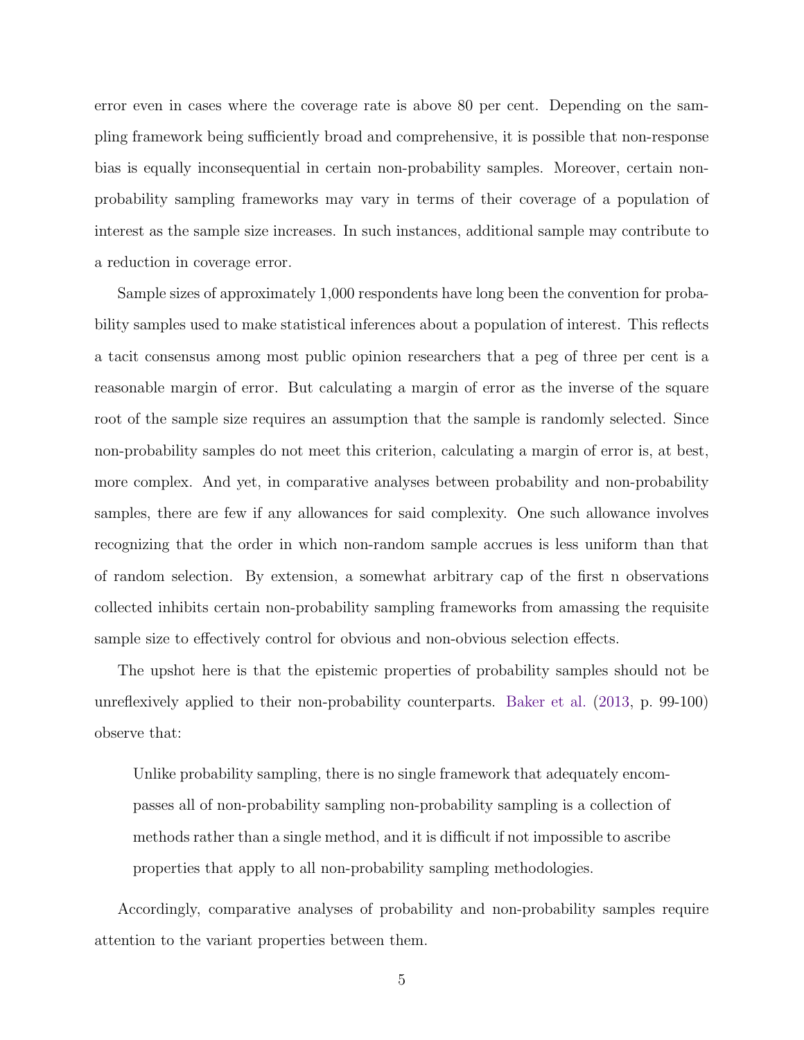error even in cases where the coverage rate is above 80 per cent. Depending on the sampling framework being sufficiently broad and comprehensive, it is possible that non-response bias is equally inconsequential in certain non-probability samples. Moreover, certain non-probability sampling frameworks may vary in terms of their coverage of a population of interest as the sample size increases. In such instances, additional sample may contribute to a reduction in coverage error.

Sample sizes of approximately 1,000 respondents have long been the convention for probability samples used to make statistical inferences about a population of interest. This reflects a tacit consensus among most public opinion researchers that a peg of three per cent is a reasonable margin of error. But calculating a margin of error as the inverse of the square root of the sample size requires an assumption that the sample is randomly selected. Since non-probability samples do not meet this criterion, calculating a margin of error is, at best, more complex. And yet, in comparative analyses between probability and non-probability samples, there are few if any allowances for said complexity. One such allowance involves recognizing that the order in which non-random sample accrues is less uniform than that of random selection. By extension, a somewhat arbitrary cap of the first n observations collected inhibits certain non-probability sampling frameworks from amassing the requisite sample size to effectively control for obvious and non-obvious selection effects.

The upshot here is that the epistemic properties of probability samples should not be unreflexively applied to their non-probability counterparts. Baker et al. (2013, p. 99-100) observe that:

> Unlike probability sampling, there is no single framework that adequately encompasses all of non-probability sampling non-probability sampling is a collection of methods rather than a single method, and it is difficult if not impossible to ascribe properties that apply to all non-probability sampling methodologies.

Accordingly, comparative analyses of probability and non-probability samples require attention to the variant properties between them.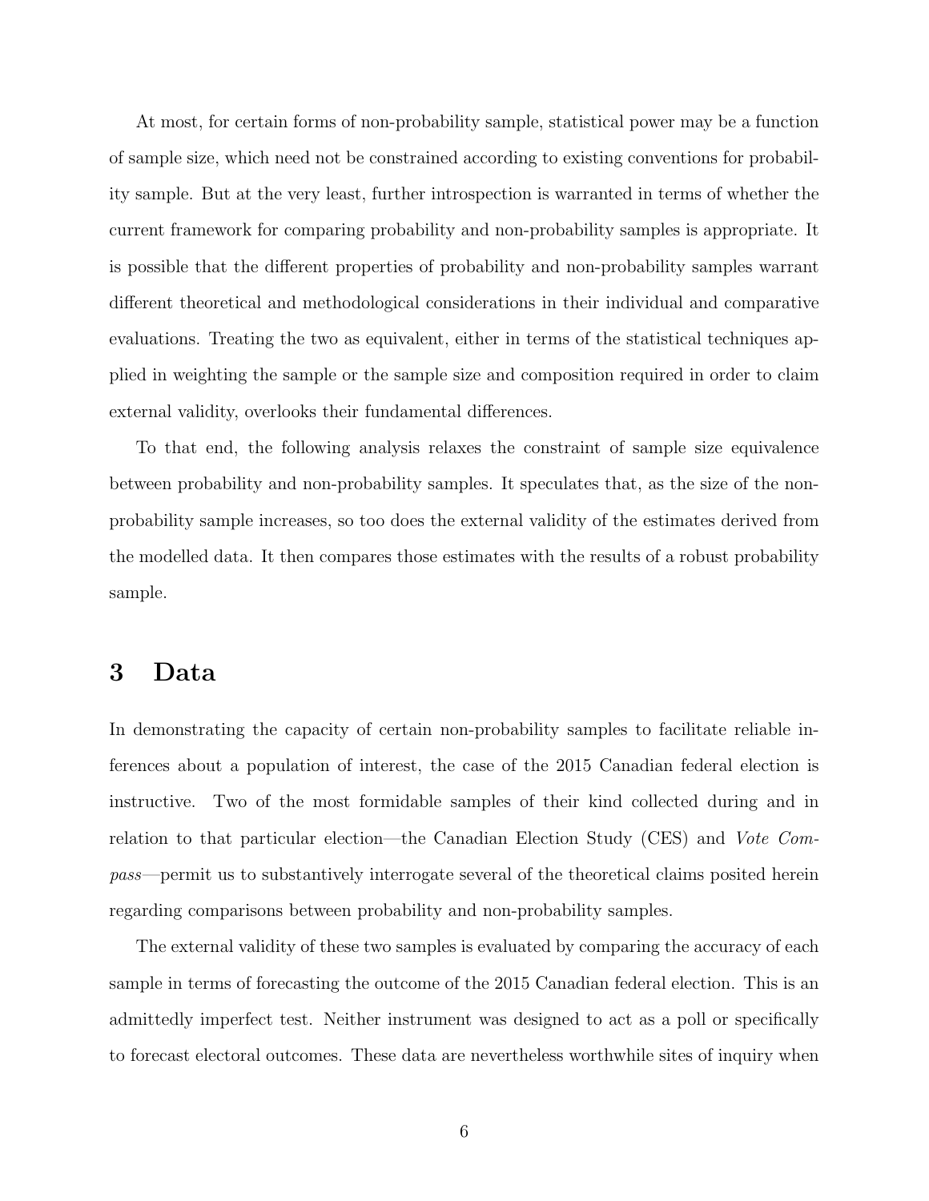At most, for certain forms of non-probability sample, statistical power may be a function of sample size, which need not be constrained according to existing conventions for probability sample. But at the very least, further introspection is warranted in terms of whether the current framework for comparing probability and non-probability samples is appropriate. It is possible that the different properties of probability and non-probability samples warrant different theoretical and methodological considerations in their individual and comparative evaluations. Treating the two as equivalent, either in terms of the statistical techniques applied in weighting the sample or the sample size and composition required in order to claim external validity, overlooks their fundamental differences.

To that end, the following analysis relaxes the constraint of sample size equivalence between probability and non-probability samples. It speculates that, as the size of the non-probability sample increases, so too does the external validity of the estimates derived from the modelled data. It then compares those estimates with the results of a robust probability sample.

# 3 Data

In demonstrating the capacity of certain non-probability samples to facilitate reliable inferences about a population of interest, the case of the 2015 Canadian federal election is instructive. Two of the most formidable samples of their kind collected during and in relation to that particular election—the Canadian Election Study (CES) and *Vote Compass*—permit us to substantively interrogate several of the theoretical claims posited herein regarding comparisons between probability and non-probability samples.

The external validity of these two samples is evaluated by comparing the accuracy of each sample in terms of forecasting the outcome of the 2015 Canadian federal election. This is an admittedly imperfect test. Neither instrument was designed to act as a poll or specifically to forecast electoral outcomes. These data are nevertheless worthwhile sites of inquiry when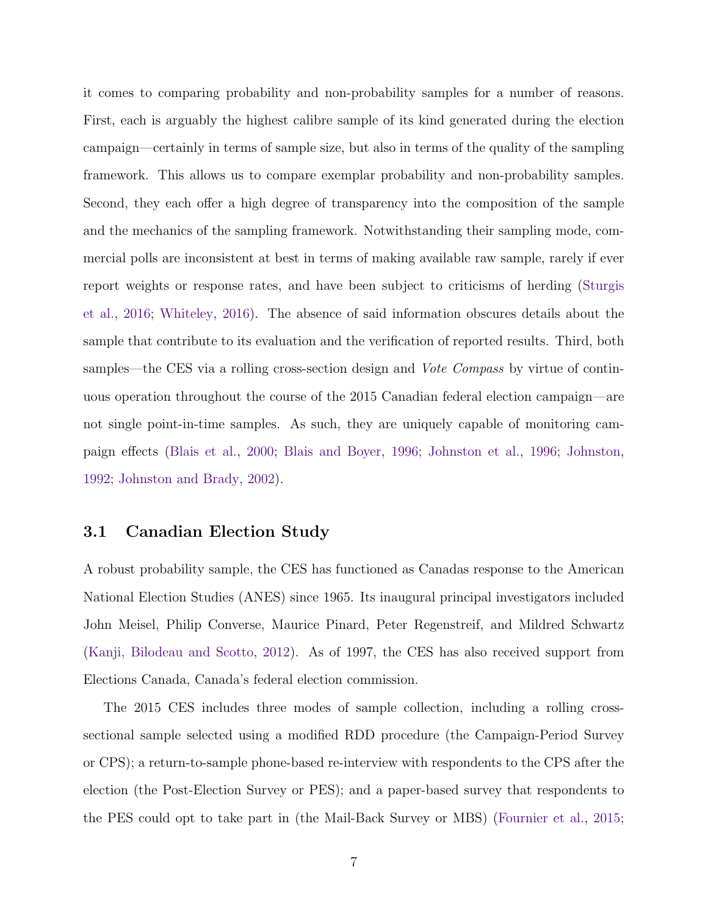it comes to comparing probability and non-probability samples for a number of reasons. First, each is arguably the highest calibre sample of its kind generated during the election campaign—certainly in terms of sample size, but also in terms of the quality of the sampling framework. This allows us to compare exemplar probability and non-probability samples. Second, they each offer a high degree of transparency into the composition of the sample and the mechanics of the sampling framework. Notwithstanding their sampling mode, commercial polls are inconsistent at best in terms of making available raw sample, rarely if ever report weights or response rates, and have been subject to criticisms of herding (Sturgis et al., 2016; Whiteley, 2016). The absence of said information obscures details about the sample that contribute to its evaluation and the verification of reported results. Third, both samples—the CES via a rolling cross-section design and *Vote Compass* by virtue of continuous operation throughout the course of the 2015 Canadian federal election campaign—are not single point-in-time samples. As such, they are uniquely capable of monitoring campaign effects (Blais et al., 2000; Blais and Boyer, 1996; Johnston et al., 1996; Johnston, 1992; Johnston and Brady, 2002).

### 3.1 Canadian Election Study

A robust probability sample, the CES has functioned as Canadas response to the American National Election Studies (ANES) since 1965. Its inaugural principal investigators included John Meisel, Philip Converse, Maurice Pinard, Peter Regenstreif, and Mildred Schwartz (Kanji, Bilodeau and Scotto, 2012). As of 1997, the CES has also received support from Elections Canada, Canada's federal election commission.

The 2015 CES includes three modes of sample collection, including a rolling cross-sectional sample selected using a modified RDD procedure (the Campaign-Period Survey or CPS); a return-to-sample phone-based re-interview with respondents to the CPS after the election (the Post-Election Survey or PES); and a paper-based survey that respondents to the PES could opt to take part in (the Mail-Back Survey or MBS) (Fournier et al., 2015;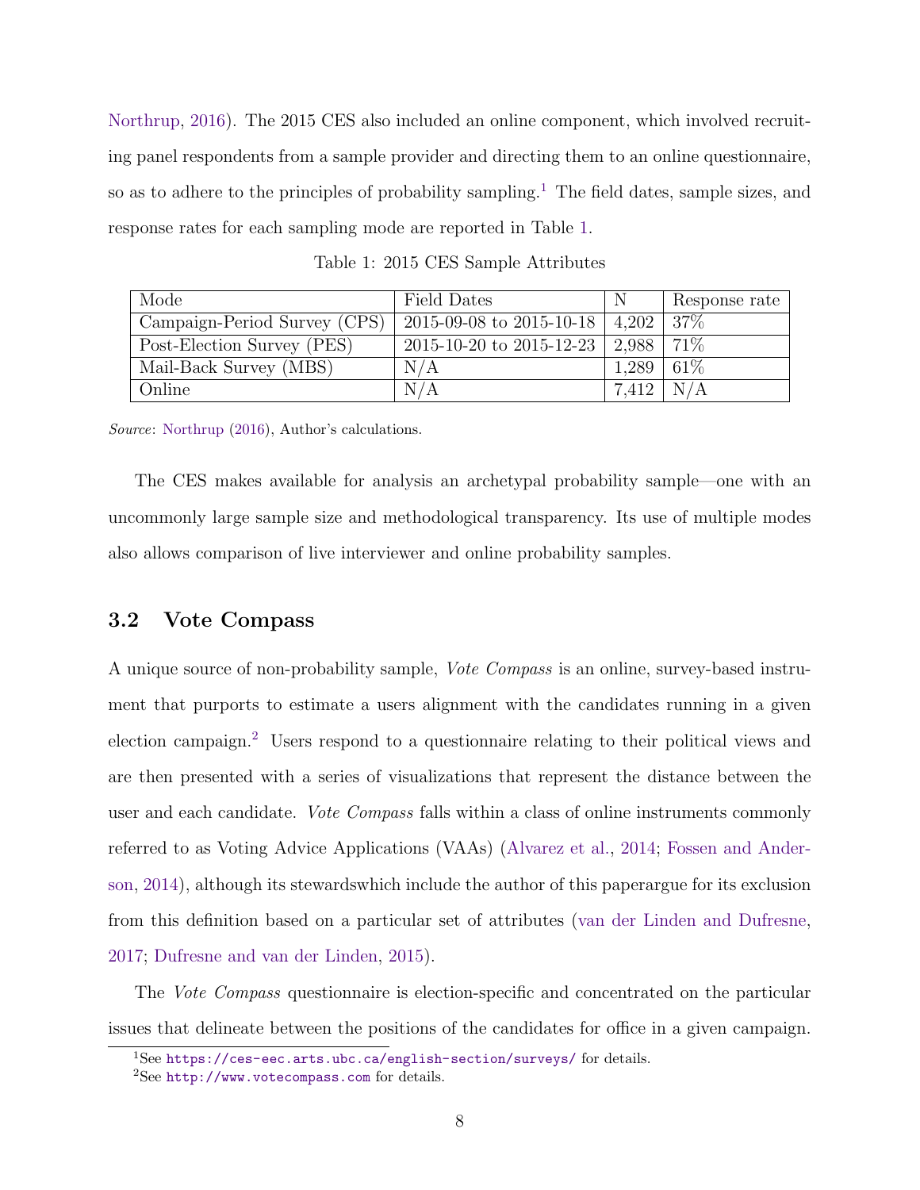Northrup, 2016). The 2015 CES also included an online component, which involved recruiting panel respondents from a sample provider and directing them to an online questionnaire, so as to adhere to the principles of probability sampling.[1] The field dates, sample sizes, and response rates for each sampling mode are reported in Table 1.

Table 1: 2015 CES Sample Attributes

| Mode | Field Dates | N | Response rate |
|---|---|---|---|
| Campaign-Period Survey (CPS) | 2015-09-08 to 2015-10-18 | 4,202 | 37% |
| Post-Election Survey (PES) | 2015-10-20 to 2015-12-23 | 2,988 | 71% |
| Mail-Back Survey (MBS) | N/A | 1,289 | 61% |
| Online | N/A | 7,412 | N/A |

*Source*: Northrup (2016), Author's calculations.

The CES makes available for analysis an archetypal probability sample—one with an uncommonly large sample size and methodological transparency. Its use of multiple modes also allows comparison of live interviewer and online probability samples.

### 3.2 Vote Compass

A unique source of non-probability sample, *Vote Compass* is an online, survey-based instrument that purports to estimate a users alignment with the candidates running in a given election campaign.[2] Users respond to a questionnaire relating to their political views and are then presented with a series of visualizations that represent the distance between the user and each candidate. *Vote Compass* falls within a class of online instruments commonly referred to as Voting Advice Applications (VAAs) (Alvarez et al., 2014; Fossen and Anderson, 2014), although its stewardswhich include the author of this paperargue for its exclusion from this definition based on a particular set of attributes (van der Linden and Dufresne, 2017; Dufresne and van der Linden, 2015).

The *Vote Compass* questionnaire is election-specific and concentrated on the particular issues that delineate between the positions of the candidates for office in a given campaign.

[1] See https://ces-eec.arts.ubc.ca/english-section/surveys/ for details.

[2] See http://www.votecompass.com for details.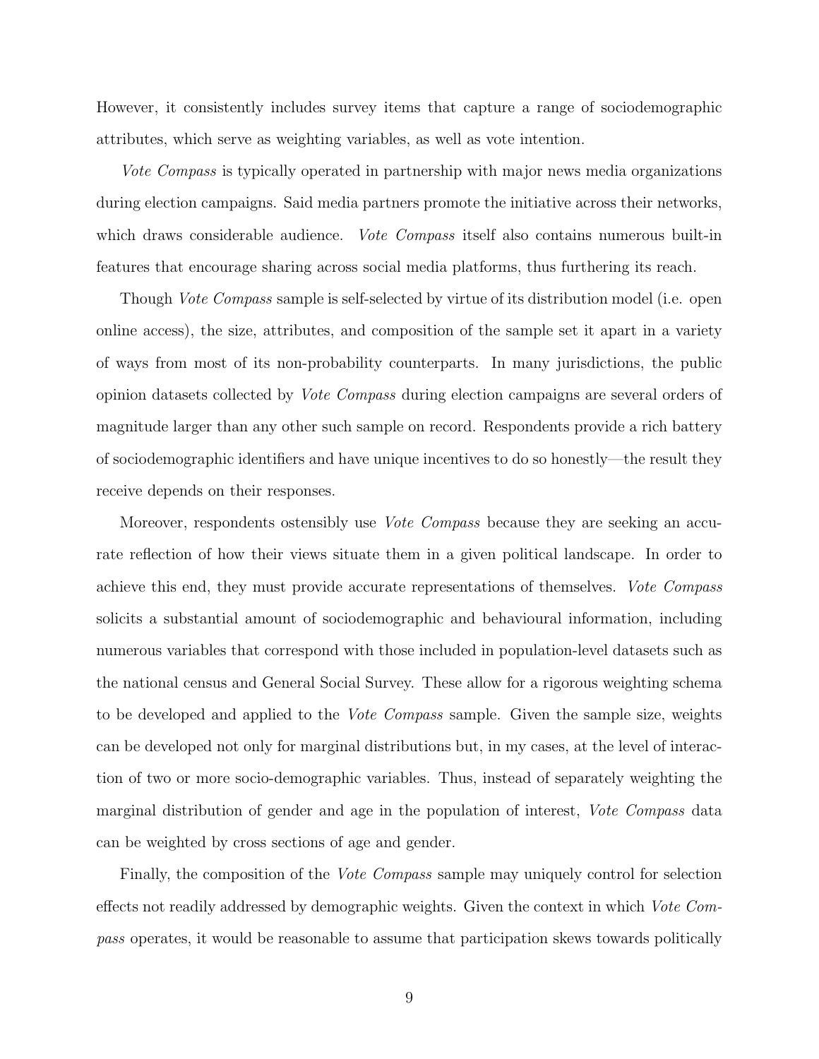However, it consistently includes survey items that capture a range of sociodemographic attributes, which serve as weighting variables, as well as vote intention.

*Vote Compass* is typically operated in partnership with major news media organizations during election campaigns. Said media partners promote the initiative across their networks, which draws considerable audience. *Vote Compass* itself also contains numerous built-in features that encourage sharing across social media platforms, thus furthering its reach.

Though *Vote Compass* sample is self-selected by virtue of its distribution model (i.e. open online access), the size, attributes, and composition of the sample set it apart in a variety of ways from most of its non-probability counterparts. In many jurisdictions, the public opinion datasets collected by *Vote Compass* during election campaigns are several orders of magnitude larger than any other such sample on record. Respondents provide a rich battery of sociodemographic identifiers and have unique incentives to do so honestly—the result they receive depends on their responses.

Moreover, respondents ostensibly use *Vote Compass* because they are seeking an accurate reflection of how their views situate them in a given political landscape. In order to achieve this end, they must provide accurate representations of themselves. *Vote Compass* solicits a substantial amount of sociodemographic and behavioural information, including numerous variables that correspond with those included in population-level datasets such as the national census and General Social Survey. These allow for a rigorous weighting schema to be developed and applied to the *Vote Compass* sample. Given the sample size, weights can be developed not only for marginal distributions but, in my cases, at the level of interaction of two or more socio-demographic variables. Thus, instead of separately weighting the marginal distribution of gender and age in the population of interest, *Vote Compass* data can be weighted by cross sections of age and gender.

Finally, the composition of the *Vote Compass* sample may uniquely control for selection effects not readily addressed by demographic weights. Given the context in which *Vote Compass* operates, it would be reasonable to assume that participation skews towards politically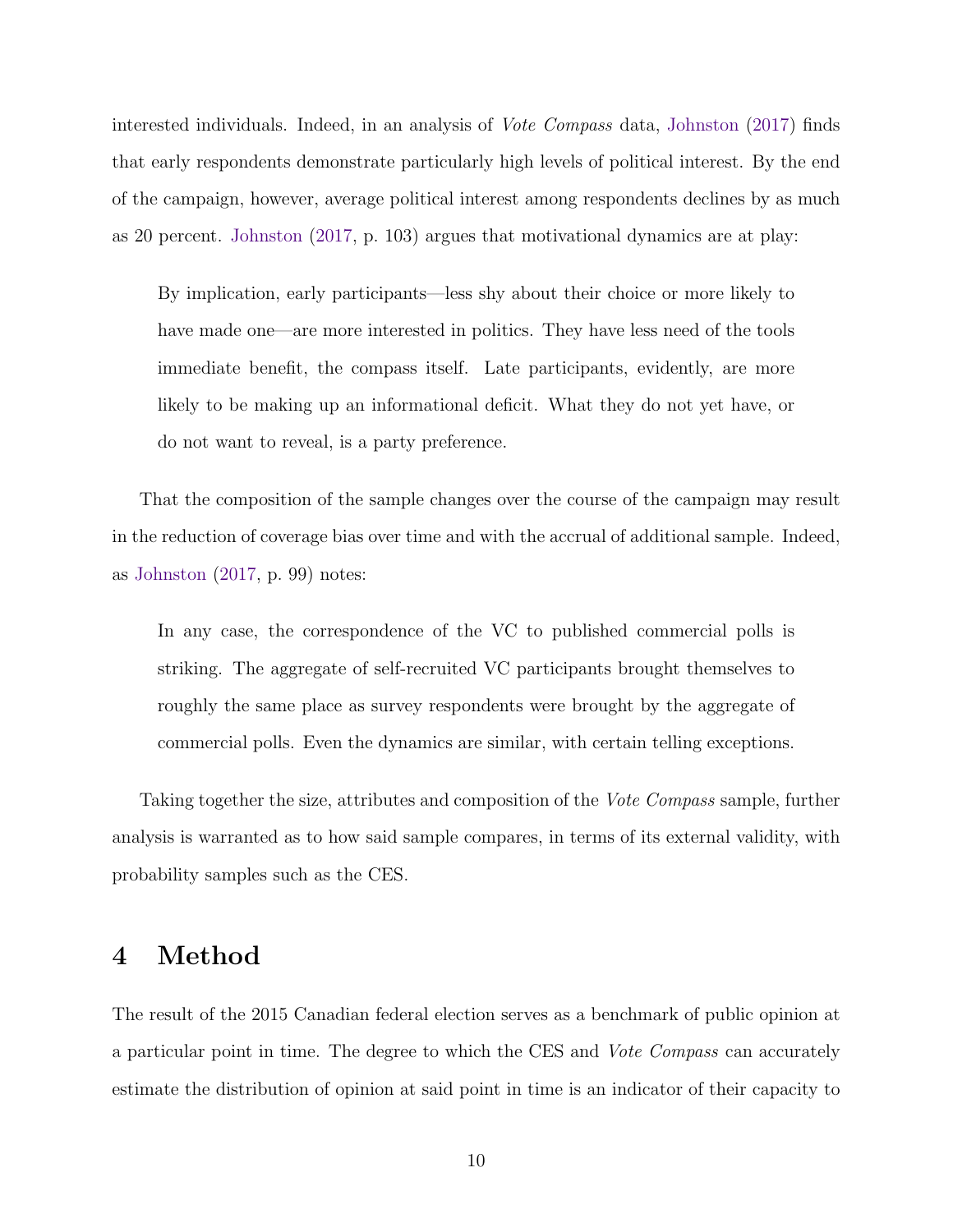interested individuals. Indeed, in an analysis of *Vote Compass* data, Johnston (2017) finds that early respondents demonstrate particularly high levels of political interest. By the end of the campaign, however, average political interest among respondents declines by as much as 20 percent. Johnston (2017, p. 103) argues that motivational dynamics are at play:

> By implication, early participants—less shy about their choice or more likely to have made one—are more interested in politics. They have less need of the tools immediate benefit, the compass itself. Late participants, evidently, are more likely to be making up an informational deficit. What they do not yet have, or do not want to reveal, is a party preference.

That the composition of the sample changes over the course of the campaign may result in the reduction of coverage bias over time and with the accrual of additional sample. Indeed, as Johnston (2017, p. 99) notes:

> In any case, the correspondence of the VC to published commercial polls is striking. The aggregate of self-recruited VC participants brought themselves to roughly the same place as survey respondents were brought by the aggregate of commercial polls. Even the dynamics are similar, with certain telling exceptions.

Taking together the size, attributes and composition of the *Vote Compass* sample, further analysis is warranted as to how said sample compares, in terms of its external validity, with probability samples such as the CES.

## 4 Method

The result of the 2015 Canadian federal election serves as a benchmark of public opinion at a particular point in time. The degree to which the CES and *Vote Compass* can accurately estimate the distribution of opinion at said point in time is an indicator of their capacity to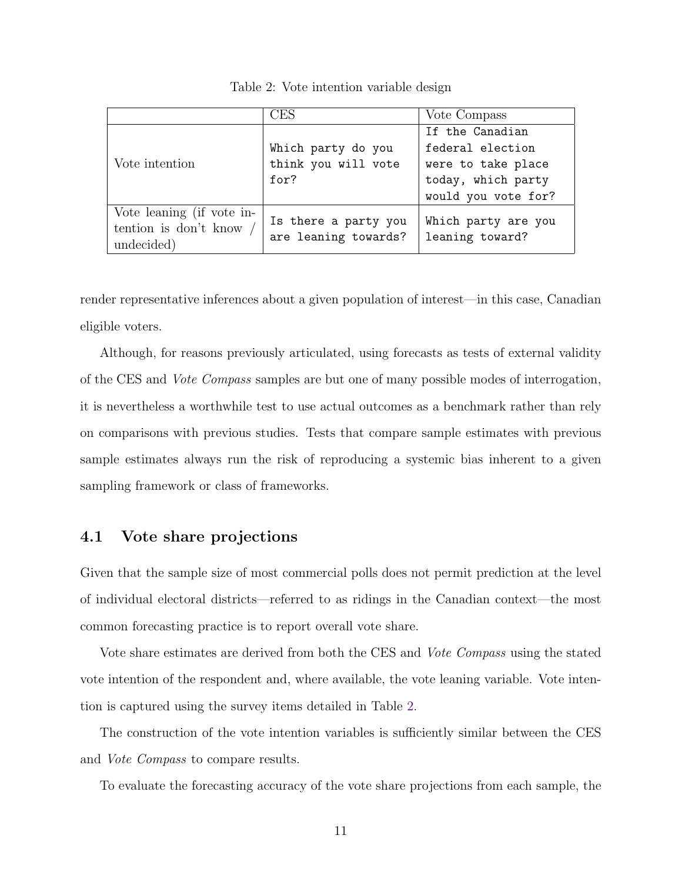Table 2: Vote intention variable design

| | CES | Vote Compass |
|---|---|---|
| Vote intention | `Which party do you think you will vote for?` | `If the Canadian federal election were to take place today, which party would you vote for?` |
| Vote leaning (if vote intention is don't know / undecided) | `Is there a party you are leaning towards?` | `Which party are you leaning toward?` |

render representative inferences about a given population of interest—in this case, Canadian eligible voters.

Although, for reasons previously articulated, using forecasts as tests of external validity of the CES and *Vote Compass* samples are but one of many possible modes of interrogation, it is nevertheless a worthwhile test to use actual outcomes as a benchmark rather than rely on comparisons with previous studies. Tests that compare sample estimates with previous sample estimates always run the risk of reproducing a systemic bias inherent to a given sampling framework or class of frameworks.

## 4.1 Vote share projections

Given that the sample size of most commercial polls does not permit prediction at the level of individual electoral districts—referred to as ridings in the Canadian context—the most common forecasting practice is to report overall vote share.

Vote share estimates are derived from both the CES and *Vote Compass* using the stated vote intention of the respondent and, where available, the vote leaning variable. Vote intention is captured using the survey items detailed in Table 2.

The construction of the vote intention variables is sufficiently similar between the CES and *Vote Compass* to compare results.

To evaluate the forecasting accuracy of the vote share projections from each sample, the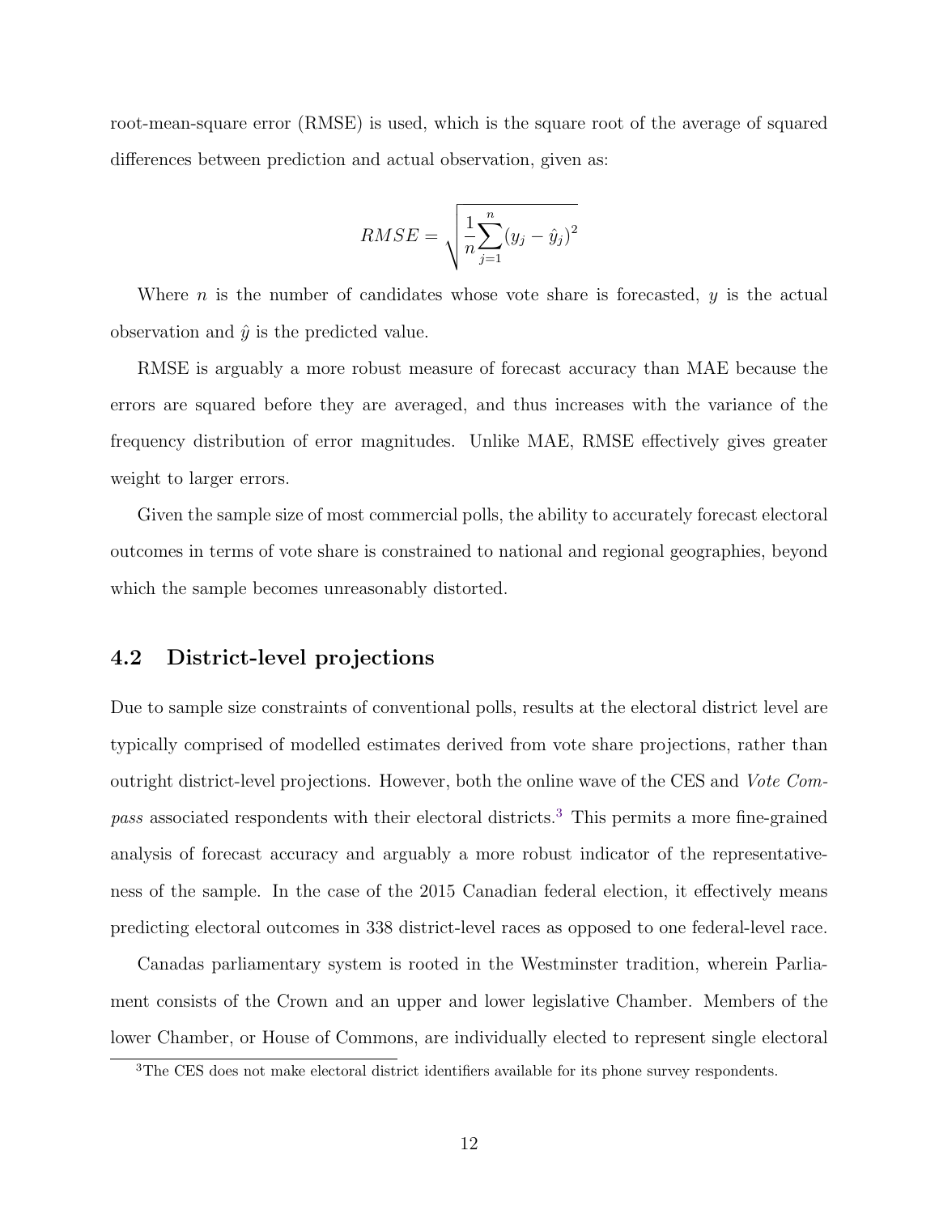root-mean-square error (RMSE) is used, which is the square root of the average of squared differences between prediction and actual observation, given as:

$$RMSE = \sqrt{\frac{1}{n}\sum_{j=1}^{n}(y_j - \hat{y}_j)^2}$$

Where $n$ is the number of candidates whose vote share is forecasted, $y$ is the actual observation and $\hat{y}$ is the predicted value.

RMSE is arguably a more robust measure of forecast accuracy than MAE because the errors are squared before they are averaged, and thus increases with the variance of the frequency distribution of error magnitudes. Unlike MAE, RMSE effectively gives greater weight to larger errors.

Given the sample size of most commercial polls, the ability to accurately forecast electoral outcomes in terms of vote share is constrained to national and regional geographies, beyond which the sample becomes unreasonably distorted.

### 4.2 District-level projections

Due to sample size constraints of conventional polls, results at the electoral district level are typically comprised of modelled estimates derived from vote share projections, rather than outright district-level projections. However, both the online wave of the CES and *Vote Compass* associated respondents with their electoral districts.[3] This permits a more fine-grained analysis of forecast accuracy and arguably a more robust indicator of the representativeness of the sample. In the case of the 2015 Canadian federal election, it effectively means predicting electoral outcomes in 338 district-level races as opposed to one federal-level race.

Canadas parliamentary system is rooted in the Westminster tradition, wherein Parliament consists of the Crown and an upper and lower legislative Chamber. Members of the lower Chamber, or House of Commons, are individually elected to represent single electoral

[3] The CES does not make electoral district identifiers available for its phone survey respondents.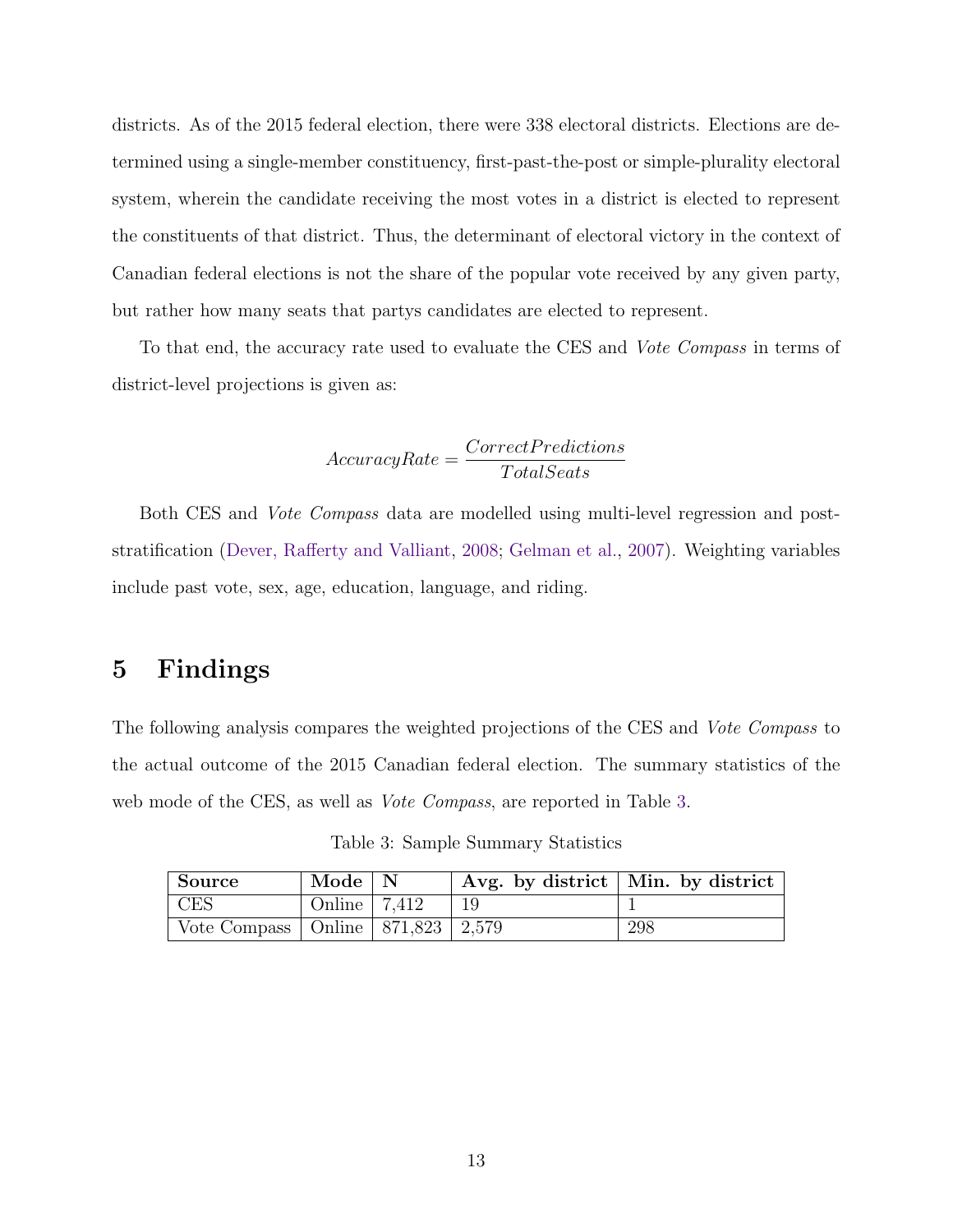districts. As of the 2015 federal election, there were 338 electoral districts. Elections are determined using a single-member constituency, first-past-the-post or simple-plurality electoral system, wherein the candidate receiving the most votes in a district is elected to represent the constituents of that district. Thus, the determinant of electoral victory in the context of Canadian federal elections is not the share of the popular vote received by any given party, but rather how many seats that partys candidates are elected to represent.

To that end, the accuracy rate used to evaluate the CES and *Vote Compass* in terms of district-level projections is given as:

$$AccuracyRate = \frac{CorrectPredictions}{TotalSeats}$$

Both CES and *Vote Compass* data are modelled using multi-level regression and post-stratification (Dever, Rafferty and Valliant, 2008; Gelman et al., 2007). Weighting variables include past vote, sex, age, education, language, and riding.

# 5 Findings

The following analysis compares the weighted projections of the CES and *Vote Compass* to the actual outcome of the 2015 Canadian federal election. The summary statistics of the web mode of the CES, as well as *Vote Compass*, are reported in Table 3.

Table 3: Sample Summary Statistics

| **Source** | **Mode** | **N** | **Avg. by district** | **Min. by district** |
|---|---|---|---|---|
| CES | Online | 7,412 | 19 | 1 |
| Vote Compass | Online | 871,823 | 2,579 | 298 |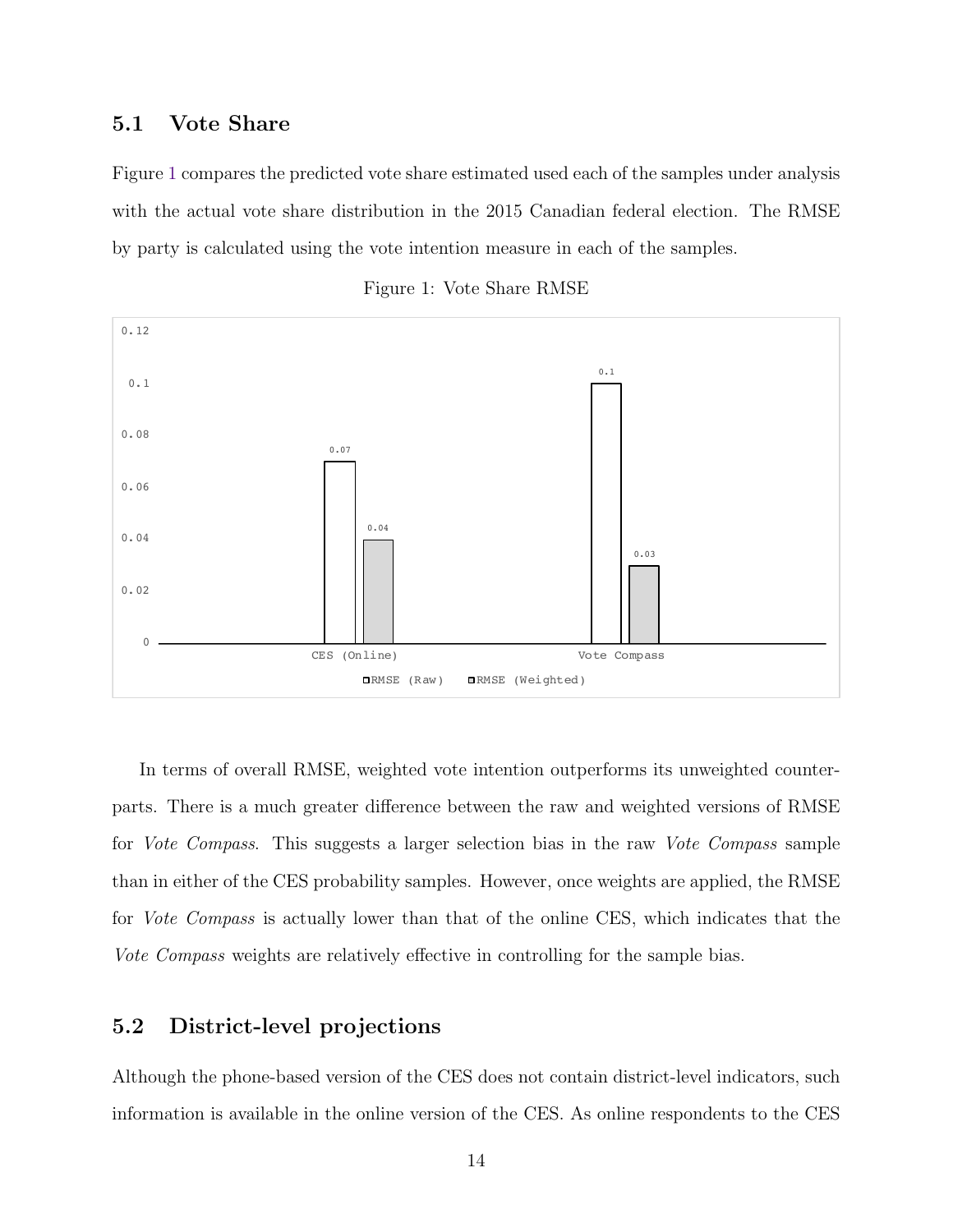## 5.1 Vote Share

Figure 1 compares the predicted vote share estimated used each of the samples under analysis with the actual vote share distribution in the 2015 Canadian federal election. The RMSE by party is calculated using the vote intention measure in each of the samples.

Figure 1: Vote Share RMSE

| | RMSE (Raw) | RMSE (Weighted) |
|---|---|---|
| CES (Online) | 0.07 | 0.04 |
| Vote Compass | 0.1 | 0.03 |

In terms of overall RMSE, weighted vote intention outperforms its unweighted counterparts. There is a much greater difference between the raw and weighted versions of RMSE for *Vote Compass*. This suggests a larger selection bias in the raw *Vote Compass* sample than in either of the CES probability samples. However, once weights are applied, the RMSE for *Vote Compass* is actually lower than that of the online CES, which indicates that the *Vote Compass* weights are relatively effective in controlling for the sample bias.

## 5.2 District-level projections

Although the phone-based version of the CES does not contain district-level indicators, such information is available in the online version of the CES. As online respondents to the CES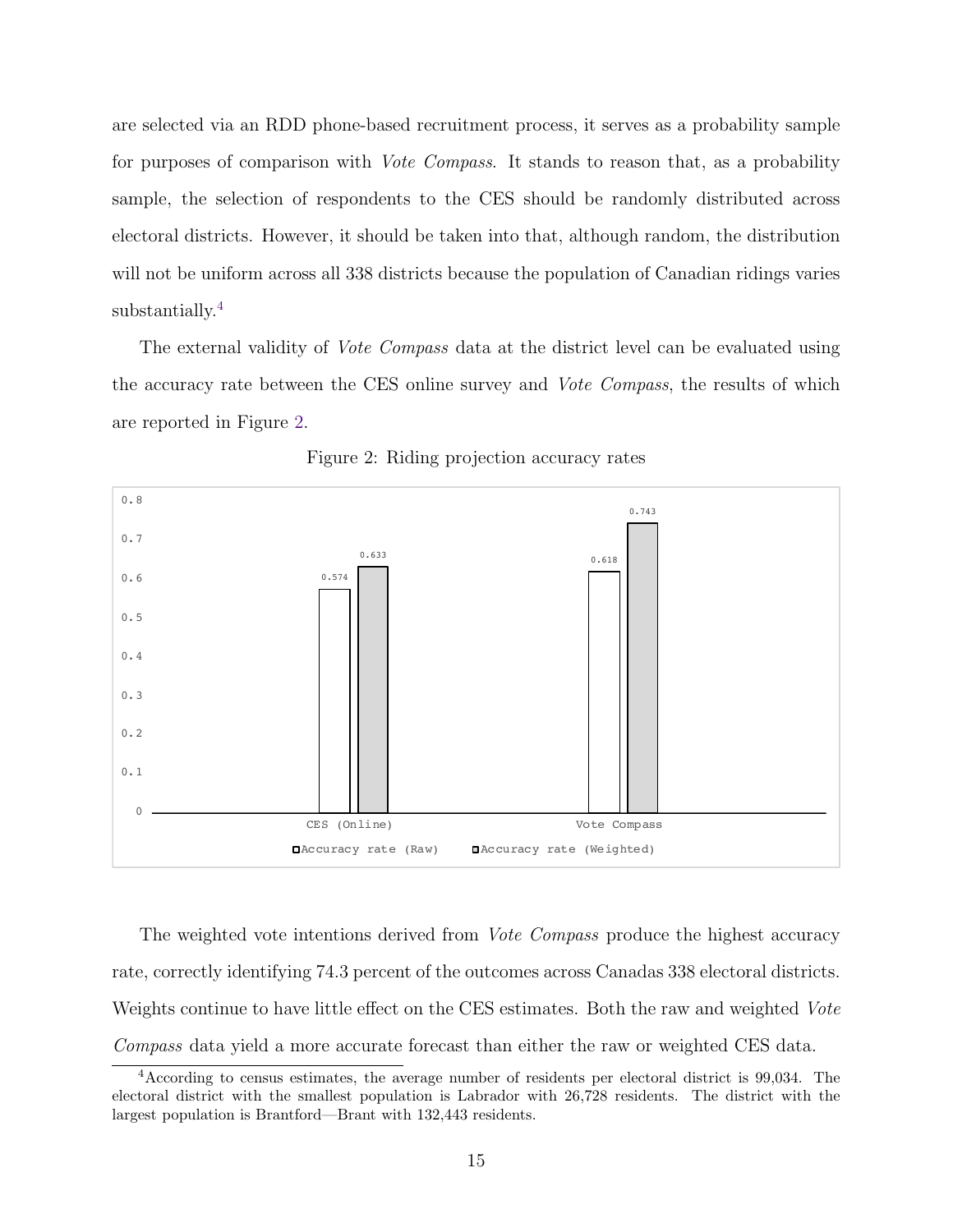are selected via an RDD phone-based recruitment process, it serves as a probability sample for purposes of comparison with *Vote Compass*. It stands to reason that, as a probability sample, the selection of respondents to the CES should be randomly distributed across electoral districts. However, it should be taken into that, although random, the distribution will not be uniform across all 338 districts because the population of Canadian ridings varies substantially.[4]

The external validity of *Vote Compass* data at the district level can be evaluated using the accuracy rate between the CES online survey and *Vote Compass*, the results of which are reported in Figure 2.

Figure 2: Riding projection accuracy rates

| | Accuracy rate (Raw) | Accuracy rate (Weighted) |
|---|---|---|
| CES (Online) | 0.574 | 0.633 |
| Vote Compass | 0.618 | 0.743 |

The weighted vote intentions derived from *Vote Compass* produce the highest accuracy rate, correctly identifying 74.3 percent of the outcomes across Canadas 338 electoral districts. Weights continue to have little effect on the CES estimates. Both the raw and weighted *Vote Compass* data yield a more accurate forecast than either the raw or weighted CES data.

[4]According to census estimates, the average number of residents per electoral district is 99,034. The electoral district with the smallest population is Labrador with 26,728 residents. The district with the largest population is Brantford—Brant with 132,443 residents.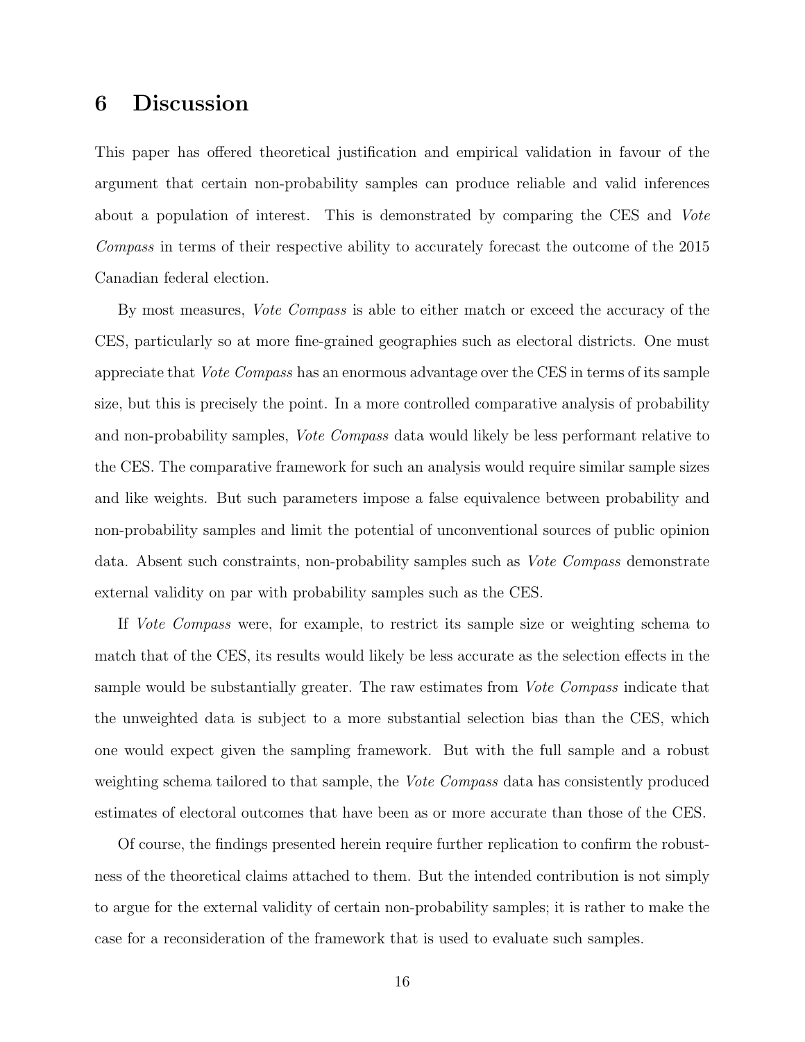# 6 Discussion

This paper has offered theoretical justification and empirical validation in favour of the argument that certain non-probability samples can produce reliable and valid inferences about a population of interest. This is demonstrated by comparing the CES and *Vote Compass* in terms of their respective ability to accurately forecast the outcome of the 2015 Canadian federal election.

By most measures, *Vote Compass* is able to either match or exceed the accuracy of the CES, particularly so at more fine-grained geographies such as electoral districts. One must appreciate that *Vote Compass* has an enormous advantage over the CES in terms of its sample size, but this is precisely the point. In a more controlled comparative analysis of probability and non-probability samples, *Vote Compass* data would likely be less performant relative to the CES. The comparative framework for such an analysis would require similar sample sizes and like weights. But such parameters impose a false equivalence between probability and non-probability samples and limit the potential of unconventional sources of public opinion data. Absent such constraints, non-probability samples such as *Vote Compass* demonstrate external validity on par with probability samples such as the CES.

If *Vote Compass* were, for example, to restrict its sample size or weighting schema to match that of the CES, its results would likely be less accurate as the selection effects in the sample would be substantially greater. The raw estimates from *Vote Compass* indicate that the unweighted data is subject to a more substantial selection bias than the CES, which one would expect given the sampling framework. But with the full sample and a robust weighting schema tailored to that sample, the *Vote Compass* data has consistently produced estimates of electoral outcomes that have been as or more accurate than those of the CES.

Of course, the findings presented herein require further replication to confirm the robustness of the theoretical claims attached to them. But the intended contribution is not simply to argue for the external validity of certain non-probability samples; it is rather to make the case for a reconsideration of the framework that is used to evaluate such samples.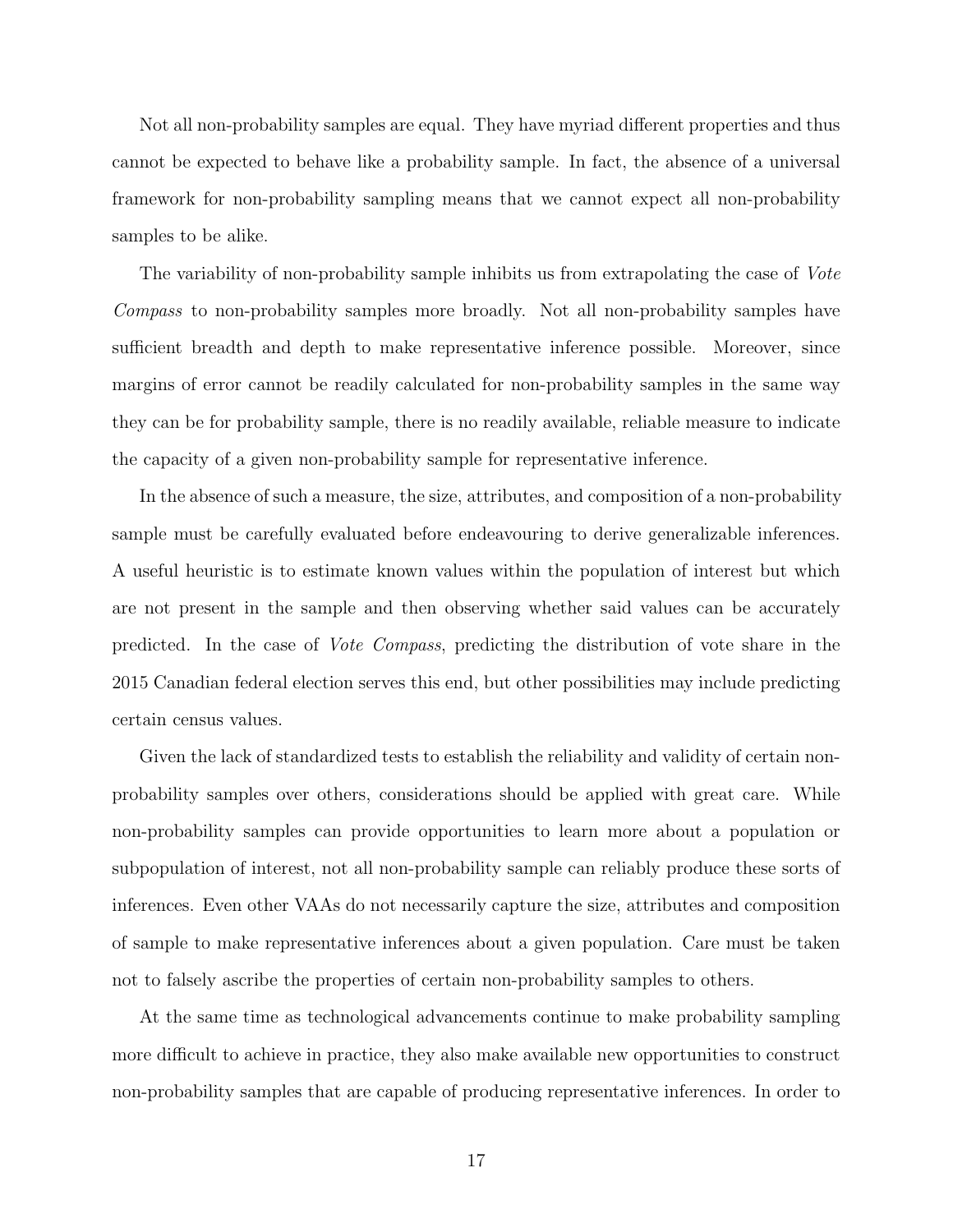Not all non-probability samples are equal. They have myriad different properties and thus cannot be expected to behave like a probability sample. In fact, the absence of a universal framework for non-probability sampling means that we cannot expect all non-probability samples to be alike.

The variability of non-probability sample inhibits us from extrapolating the case of *Vote Compass* to non-probability samples more broadly. Not all non-probability samples have sufficient breadth and depth to make representative inference possible. Moreover, since margins of error cannot be readily calculated for non-probability samples in the same way they can be for probability sample, there is no readily available, reliable measure to indicate the capacity of a given non-probability sample for representative inference.

In the absence of such a measure, the size, attributes, and composition of a non-probability sample must be carefully evaluated before endeavouring to derive generalizable inferences. A useful heuristic is to estimate known values within the population of interest but which are not present in the sample and then observing whether said values can be accurately predicted. In the case of *Vote Compass*, predicting the distribution of vote share in the 2015 Canadian federal election serves this end, but other possibilities may include predicting certain census values.

Given the lack of standardized tests to establish the reliability and validity of certain non-probability samples over others, considerations should be applied with great care. While non-probability samples can provide opportunities to learn more about a population or subpopulation of interest, not all non-probability sample can reliably produce these sorts of inferences. Even other VAAs do not necessarily capture the size, attributes and composition of sample to make representative inferences about a given population. Care must be taken not to falsely ascribe the properties of certain non-probability samples to others.

At the same time as technological advancements continue to make probability sampling more difficult to achieve in practice, they also make available new opportunities to construct non-probability samples that are capable of producing representative inferences. In order to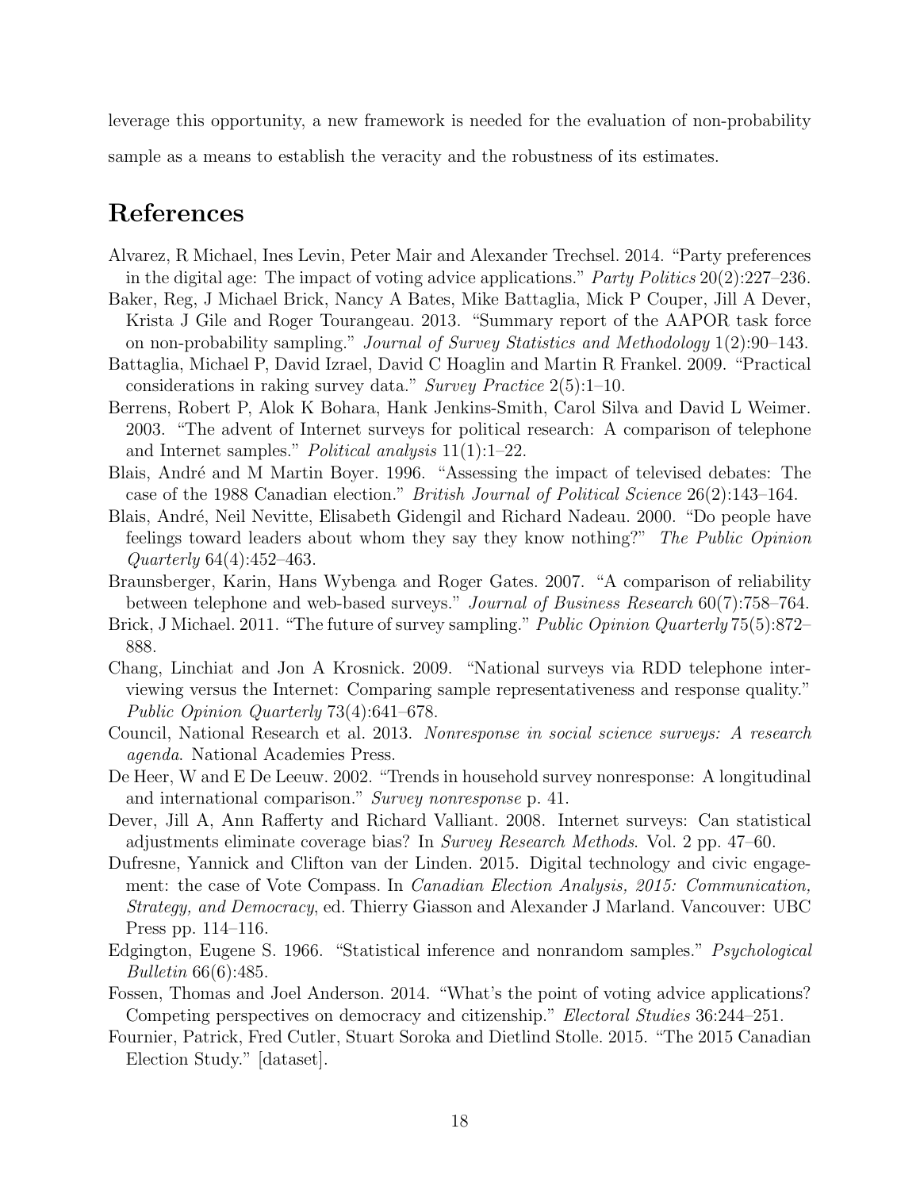leverage this opportunity, a new framework is needed for the evaluation of non-probability sample as a means to establish the veracity and the robustness of its estimates.

# References

Alvarez, R Michael, Ines Levin, Peter Mair and Alexander Trechsel. 2014. "Party preferences in the digital age: The impact of voting advice applications." *Party Politics* 20(2):227–236.

Baker, Reg, J Michael Brick, Nancy A Bates, Mike Battaglia, Mick P Couper, Jill A Dever, Krista J Gile and Roger Tourangeau. 2013. "Summary report of the AAPOR task force on non-probability sampling." *Journal of Survey Statistics and Methodology* 1(2):90–143.

Battaglia, Michael P, David Izrael, David C Hoaglin and Martin R Frankel. 2009. "Practical considerations in raking survey data." *Survey Practice* 2(5):1–10.

Berrens, Robert P, Alok K Bohara, Hank Jenkins-Smith, Carol Silva and David L Weimer. 2003. "The advent of Internet surveys for political research: A comparison of telephone and Internet samples." *Political analysis* 11(1):1–22.

Blais, André and M Martin Boyer. 1996. "Assessing the impact of televised debates: The case of the 1988 Canadian election." *British Journal of Political Science* 26(2):143–164.

Blais, André, Neil Nevitte, Elisabeth Gidengil and Richard Nadeau. 2000. "Do people have feelings toward leaders about whom they say they know nothing?" *The Public Opinion Quarterly* 64(4):452–463.

Braunsberger, Karin, Hans Wybenga and Roger Gates. 2007. "A comparison of reliability between telephone and web-based surveys." *Journal of Business Research* 60(7):758–764.

Brick, J Michael. 2011. "The future of survey sampling." *Public Opinion Quarterly* 75(5):872–888.

Chang, Linchiat and Jon A Krosnick. 2009. "National surveys via RDD telephone interviewing versus the Internet: Comparing sample representativeness and response quality." *Public Opinion Quarterly* 73(4):641–678.

Council, National Research et al. 2013. *Nonresponse in social science surveys: A research agenda*. National Academies Press.

De Heer, W and E De Leeuw. 2002. "Trends in household survey nonresponse: A longitudinal and international comparison." *Survey nonresponse* p. 41.

Dever, Jill A, Ann Rafferty and Richard Valliant. 2008. Internet surveys: Can statistical adjustments eliminate coverage bias? In *Survey Research Methods*. Vol. 2 pp. 47–60.

Dufresne, Yannick and Clifton van der Linden. 2015. Digital technology and civic engagement: the case of Vote Compass. In *Canadian Election Analysis, 2015: Communication, Strategy, and Democracy*, ed. Thierry Giasson and Alexander J Marland. Vancouver: UBC Press pp. 114–116.

Edgington, Eugene S. 1966. "Statistical inference and nonrandom samples." *Psychological Bulletin* 66(6):485.

Fossen, Thomas and Joel Anderson. 2014. "What's the point of voting advice applications? Competing perspectives on democracy and citizenship." *Electoral Studies* 36:244–251.

Fournier, Patrick, Fred Cutler, Stuart Soroka and Dietlind Stolle. 2015. "The 2015 Canadian Election Study." [dataset].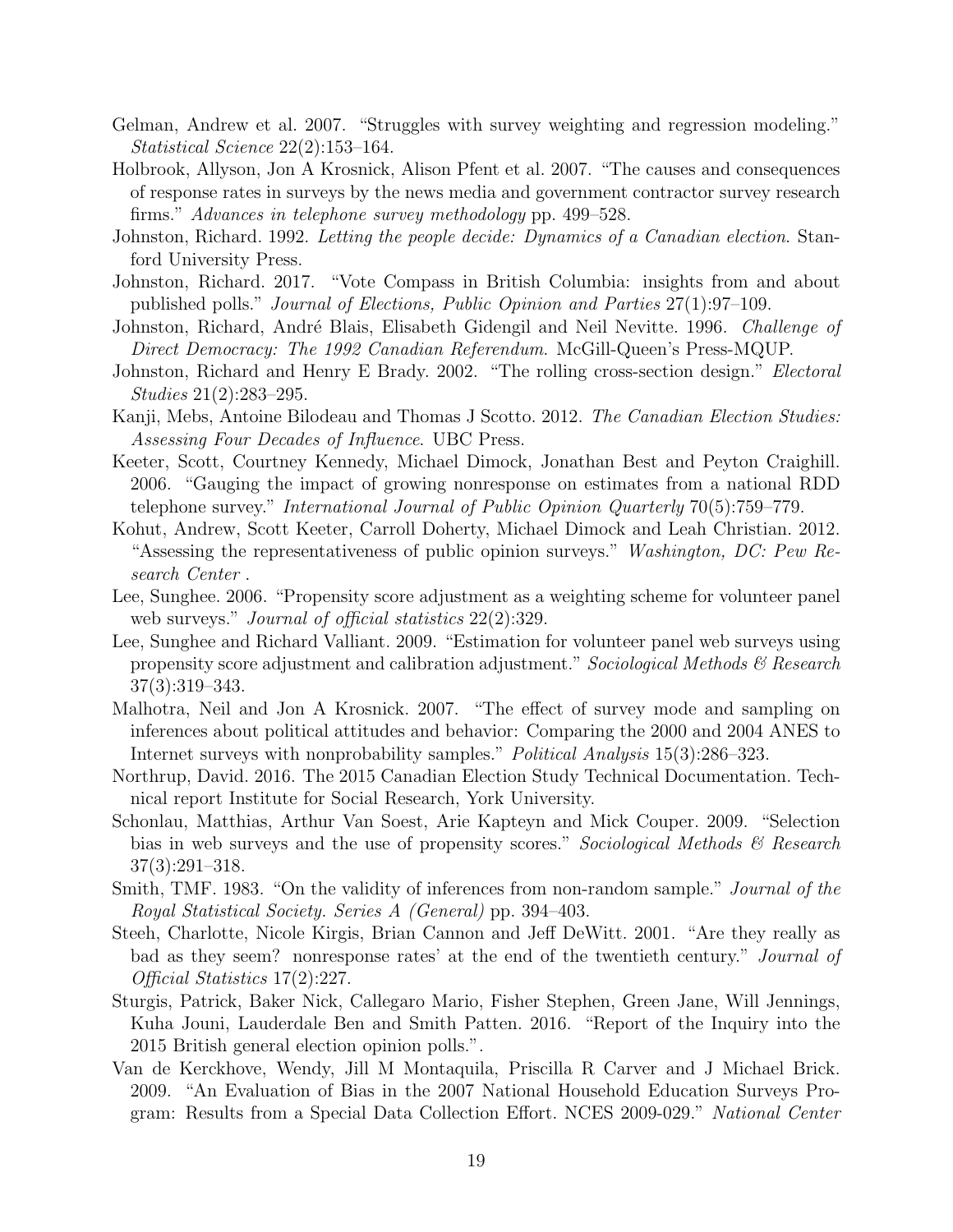Gelman, Andrew et al. 2007. "Struggles with survey weighting and regression modeling." *Statistical Science* 22(2):153–164.

Holbrook, Allyson, Jon A Krosnick, Alison Pfent et al. 2007. "The causes and consequences of response rates in surveys by the news media and government contractor survey research firms." *Advances in telephone survey methodology* pp. 499–528.

Johnston, Richard. 1992. *Letting the people decide: Dynamics of a Canadian election*. Stanford University Press.

Johnston, Richard. 2017. "Vote Compass in British Columbia: insights from and about published polls." *Journal of Elections, Public Opinion and Parties* 27(1):97–109.

Johnston, Richard, André Blais, Elisabeth Gidengil and Neil Nevitte. 1996. *Challenge of Direct Democracy: The 1992 Canadian Referendum*. McGill-Queen's Press-MQUP.

Johnston, Richard and Henry E Brady. 2002. "The rolling cross-section design." *Electoral Studies* 21(2):283–295.

Kanji, Mebs, Antoine Bilodeau and Thomas J Scotto. 2012. *The Canadian Election Studies: Assessing Four Decades of Influence*. UBC Press.

Keeter, Scott, Courtney Kennedy, Michael Dimock, Jonathan Best and Peyton Craighill. 2006. "Gauging the impact of growing nonresponse on estimates from a national RDD telephone survey." *International Journal of Public Opinion Quarterly* 70(5):759–779.

Kohut, Andrew, Scott Keeter, Carroll Doherty, Michael Dimock and Leah Christian. 2012. "Assessing the representativeness of public opinion surveys." *Washington, DC: Pew Research Center* .

Lee, Sunghee. 2006. "Propensity score adjustment as a weighting scheme for volunteer panel web surveys." *Journal of official statistics* 22(2):329.

Lee, Sunghee and Richard Valliant. 2009. "Estimation for volunteer panel web surveys using propensity score adjustment and calibration adjustment." *Sociological Methods & Research* 37(3):319–343.

Malhotra, Neil and Jon A Krosnick. 2007. "The effect of survey mode and sampling on inferences about political attitudes and behavior: Comparing the 2000 and 2004 ANES to Internet surveys with nonprobability samples." *Political Analysis* 15(3):286–323.

Northrup, David. 2016. The 2015 Canadian Election Study Technical Documentation. Technical report Institute for Social Research, York University.

Schonlau, Matthias, Arthur Van Soest, Arie Kapteyn and Mick Couper. 2009. "Selection bias in web surveys and the use of propensity scores." *Sociological Methods & Research* 37(3):291–318.

Smith, TMF. 1983. "On the validity of inferences from non-random sample." *Journal of the Royal Statistical Society. Series A (General)* pp. 394–403.

Steeh, Charlotte, Nicole Kirgis, Brian Cannon and Jeff DeWitt. 2001. "Are they really as bad as they seem? nonresponse rates' at the end of the twentieth century." *Journal of Official Statistics* 17(2):227.

Sturgis, Patrick, Baker Nick, Callegaro Mario, Fisher Stephen, Green Jane, Will Jennings, Kuha Jouni, Lauderdale Ben and Smith Patten. 2016. "Report of the Inquiry into the 2015 British general election opinion polls.".

Van de Kerckhove, Wendy, Jill M Montaquila, Priscilla R Carver and J Michael Brick. 2009. "An Evaluation of Bias in the 2007 National Household Education Surveys Program: Results from a Special Data Collection Effort. NCES 2009-029." *National Center*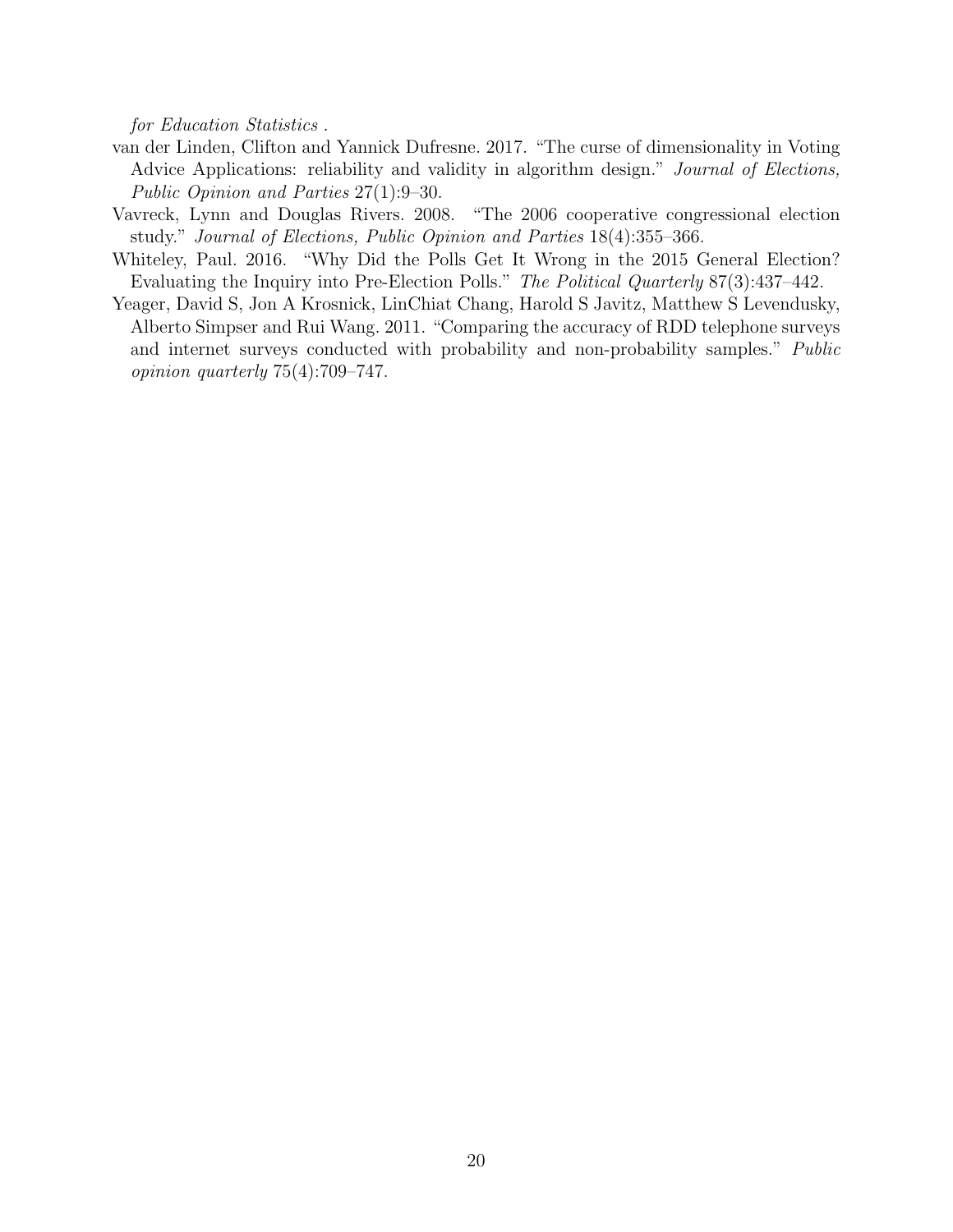*for Education Statistics* .

van der Linden, Clifton and Yannick Dufresne. 2017. "The curse of dimensionality in Voting Advice Applications: reliability and validity in algorithm design." *Journal of Elections, Public Opinion and Parties* 27(1):9–30.

Vavreck, Lynn and Douglas Rivers. 2008. "The 2006 cooperative congressional election study." *Journal of Elections, Public Opinion and Parties* 18(4):355–366.

Whiteley, Paul. 2016. "Why Did the Polls Get It Wrong in the 2015 General Election? Evaluating the Inquiry into Pre-Election Polls." *The Political Quarterly* 87(3):437–442.

Yeager, David S, Jon A Krosnick, LinChiat Chang, Harold S Javitz, Matthew S Levendusky, Alberto Simpser and Rui Wang. 2011. "Comparing the accuracy of RDD telephone surveys and internet surveys conducted with probability and non-probability samples." *Public opinion quarterly* 75(4):709–747.